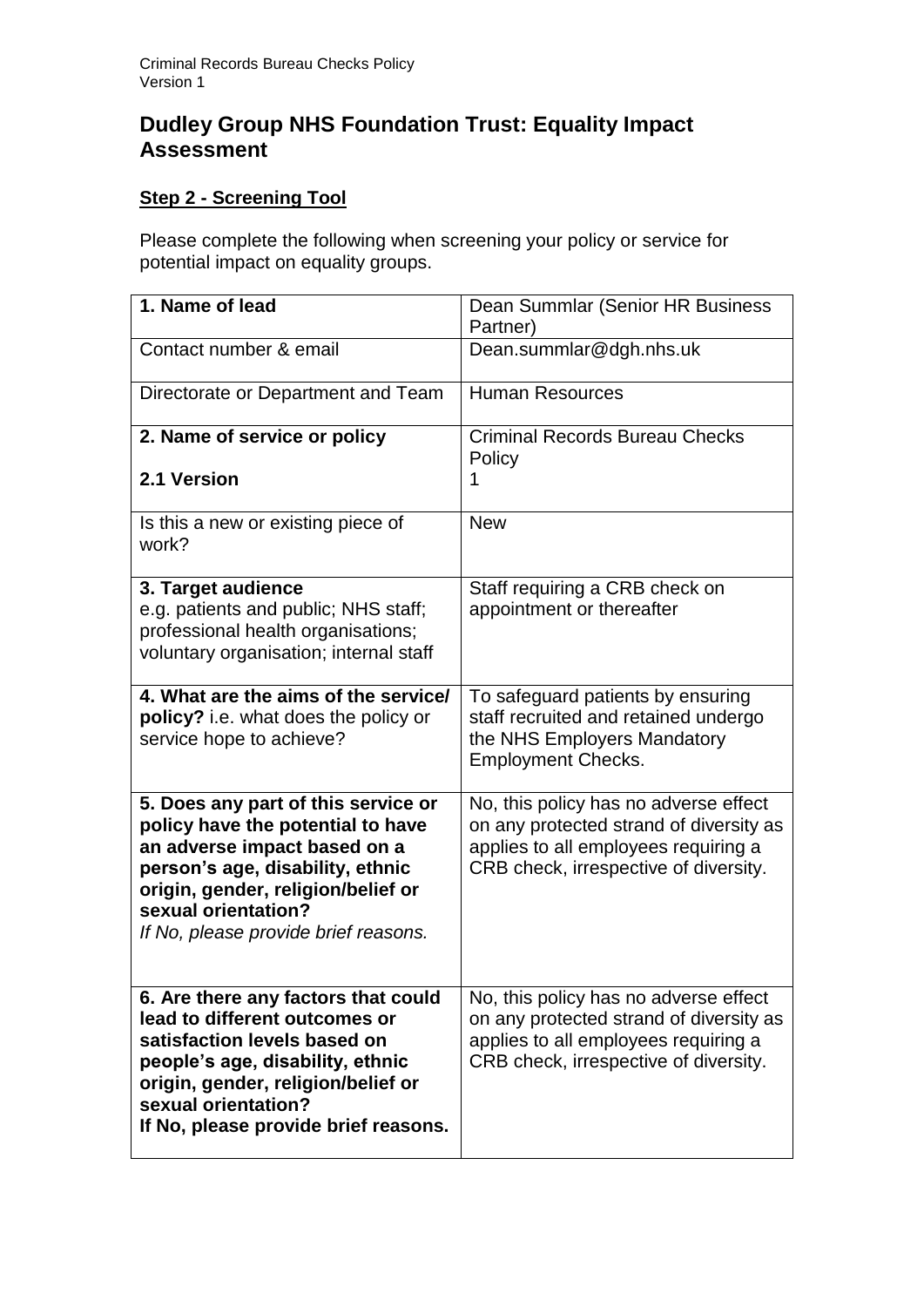# Dudley Group NHS Foundation Trust: Equality Impact Assessment

## Step 2 - Screening Tool

Please complete the following when screening your policy or service for potential impact on equality groups.

| | |
|---|---|
| **1. Name of lead** | Dean Summlar (Senior HR Business Partner) |
| Contact number & email | Dean.summlar@dgh.nhs.uk |
| Directorate or Department and Team | Human Resources |
| **2. Name of service or policy**<br><br>**2.1 Version** | Criminal Records Bureau Checks Policy<br>1 |
| Is this a new or existing piece of work? | New |
| **3. Target audience**<br>e.g. patients and public; NHS staff; professional health organisations; voluntary organisation; internal staff | Staff requiring a CRB check on appointment or thereafter |
| **4. What are the aims of the service/ policy?** i.e. what does the policy or service hope to achieve? | To safeguard patients by ensuring staff recruited and retained undergo the NHS Employers Mandatory Employment Checks. |
| **5. Does any part of this service or policy have the potential to have an adverse impact based on a person's age, disability, ethnic origin, gender, religion/belief or sexual orientation?**<br>*If No, please provide brief reasons.* | No, this policy has no adverse effect on any protected strand of diversity as applies to all employees requiring a CRB check, irrespective of diversity. |
| **6. Are there any factors that could lead to different outcomes or satisfaction levels based on people's age, disability, ethnic origin, gender, religion/belief or sexual orientation?**<br>**If No, please provide brief reasons.** | No, this policy has no adverse effect on any protected strand of diversity as applies to all employees requiring a CRB check, irrespective of diversity. |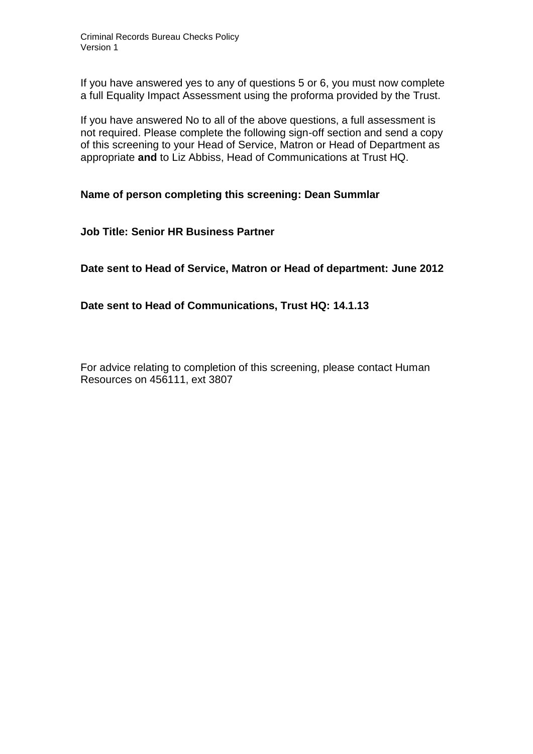If you have answered yes to any of questions 5 or 6, you must now complete a full Equality Impact Assessment using the proforma provided by the Trust.

If you have answered No to all of the above questions, a full assessment is not required. Please complete the following sign-off section and send a copy of this screening to your Head of Service, Matron or Head of Department as appropriate **and** to Liz Abbiss, Head of Communications at Trust HQ.

**Name of person completing this screening: Dean Summlar**

**Job Title: Senior HR Business Partner**

**Date sent to Head of Service, Matron or Head of department: June 2012**

**Date sent to Head of Communications, Trust HQ: 14.1.13**

For advice relating to completion of this screening, please contact Human Resources on 456111, ext 3807